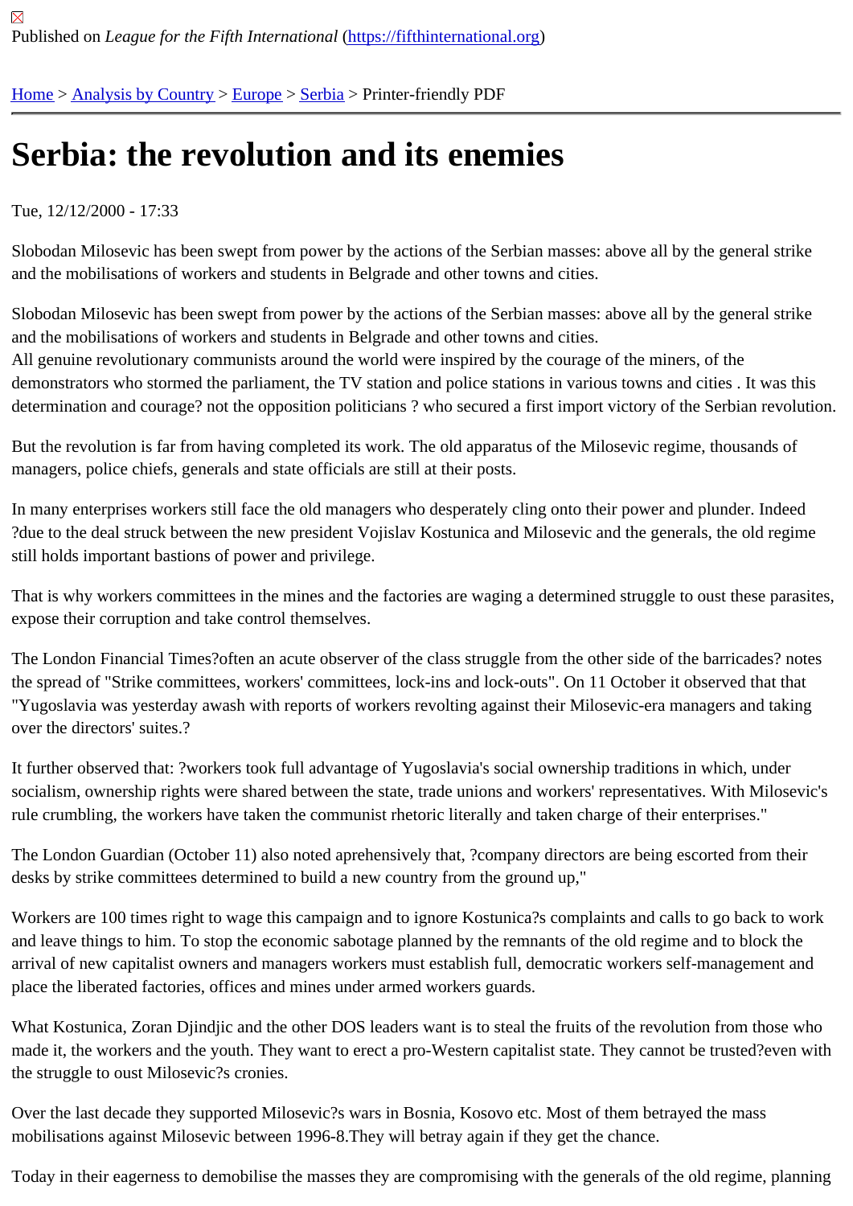Published on *League for the Fifth International* (https://fifthinternational.org)

Home > Analysis by Country > Europe > Serbia > Printer-friendly PDF

# Serbia: the revolution and its enemies

Tue, 12/12/2000 - 17:33

Slobodan Milosevic has been swept from power by the actions of the Serbian masses: above all by the general strike and the mobilisations of workers and students in Belgrade and other towns and cities.

Slobodan Milosevic has been swept from power by the actions of the Serbian masses: above all by the general strike and the mobilisations of workers and students in Belgrade and other towns and cities.
All genuine revolutionary communists around the world were inspired by the courage of the miners, of the demonstrators who stormed the parliament, the TV station and police stations in various towns and cities . It was this determination and courage? not the opposition politicians ? who secured a first import victory of the Serbian revolution.

But the revolution is far from having completed its work. The old apparatus of the Milosevic regime, thousands of managers, police chiefs, generals and state officials are still at their posts.

In many enterprises workers still face the old managers who desperately cling onto their power and plunder. Indeed ?due to the deal struck between the new president Vojislav Kostunica and Milosevic and the generals, the old regime still holds important bastions of power and privilege.

That is why workers committees in the mines and the factories are waging a determined struggle to oust these parasites, expose their corruption and take control themselves.

The London Financial Times?often an acute observer of the class struggle from the other side of the barricades? notes the spread of "Strike committees, workers' committees, lock-ins and lock-outs". On 11 October it observed that that "Yugoslavia was yesterday awash with reports of workers revolting against their Milosevic-era managers and taking over the directors' suites.?

It further observed that: ?workers took full advantage of Yugoslavia's social ownership traditions in which, under socialism, ownership rights were shared between the state, trade unions and workers' representatives. With Milosevic's rule crumbling, the workers have taken the communist rhetoric literally and taken charge of their enterprises."

The London Guardian (October 11) also noted aprehensively that, ?company directors are being escorted from their desks by strike committees determined to build a new country from the ground up,"

Workers are 100 times right to wage this campaign and to ignore Kostunica?s complaints and calls to go back to work and leave things to him. To stop the economic sabotage planned by the remnants of the old regime and to block the arrival of new capitalist owners and managers workers must establish full, democratic workers self-management and place the liberated factories, offices and mines under armed workers guards.

What Kostunica, Zoran Djindjic and the other DOS leaders want is to steal the fruits of the revolution from those who made it, the workers and the youth. They want to erect a pro-Western capitalist state. They cannot be trusted?even with the struggle to oust Milosevic?s cronies.

Over the last decade they supported Milosevic?s wars in Bosnia, Kosovo etc. Most of them betrayed the mass mobilisations against Milosevic between 1996-8.They will betray again if they get the chance.

Today in their eagerness to demobilise the masses they are compromising with the generals of the old regime, planning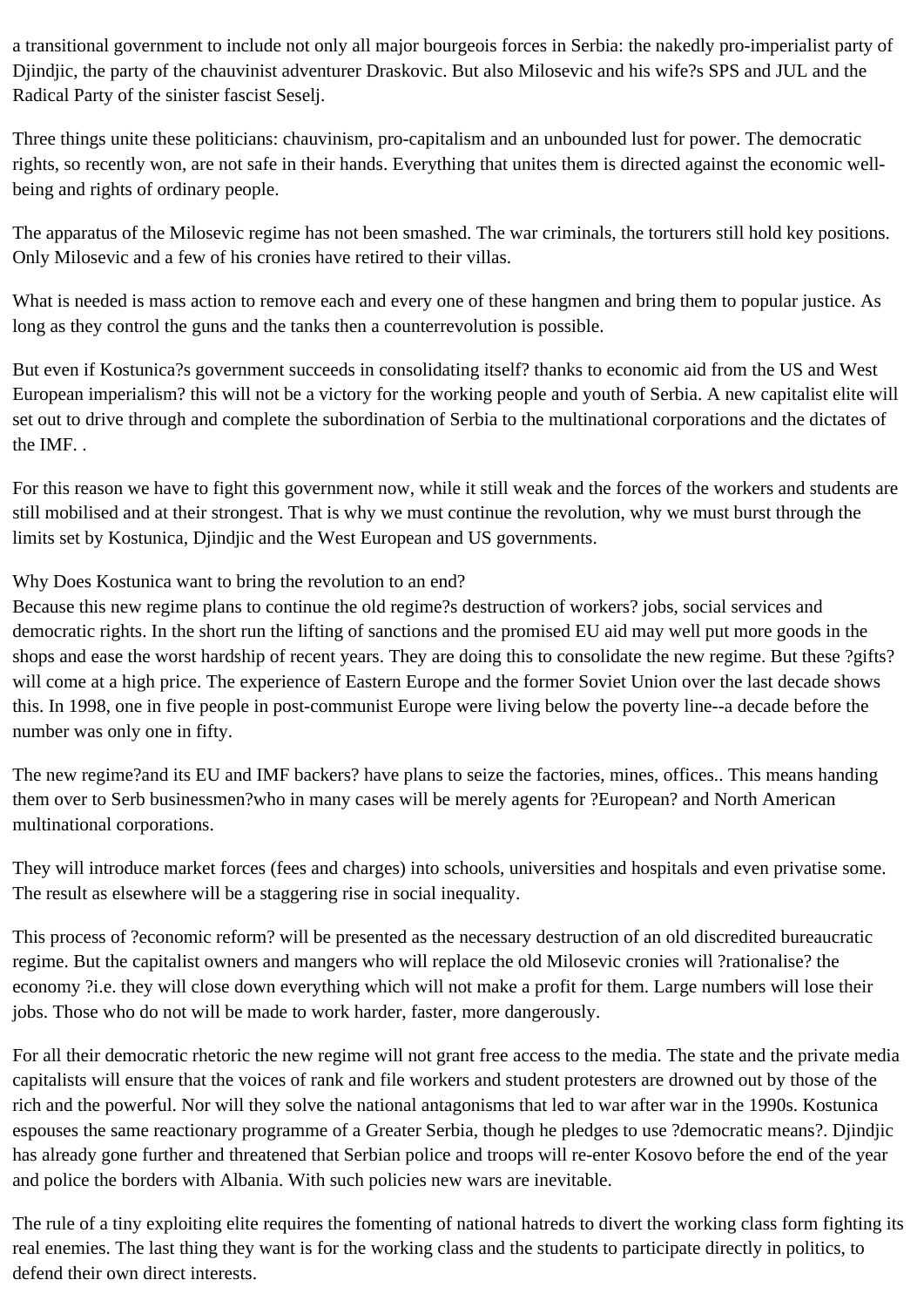a transitional government to include not only all major bourgeois forces in Serbia: the nakedly pro-imperialist party of Djindjic, the party of the chauvinist adventurer Draskovic. But also Milosevic and his wife?s SPS and JUL and the Radical Party of the sinister fascist Seselj.

Three things unite these politicians: chauvinism, pro-capitalism and an unbounded lust for power. The democratic rights, so recently won, are not safe in their hands. Everything that unites them is directed against the economic well-being and rights of ordinary people.

The apparatus of the Milosevic regime has not been smashed. The war criminals, the torturers still hold key positions. Only Milosevic and a few of his cronies have retired to their villas.

What is needed is mass action to remove each and every one of these hangmen and bring them to popular justice. As long as they control the guns and the tanks then a counterrevolution is possible.

But even if Kostunica?s government succeeds in consolidating itself? thanks to economic aid from the US and West European imperialism? this will not be a victory for the working people and youth of Serbia. A new capitalist elite will set out to drive through and complete the subordination of Serbia to the multinational corporations and the dictates of the IMF. .

For this reason we have to fight this government now, while it still weak and the forces of the workers and students are still mobilised and at their strongest. That is why we must continue the revolution, why we must burst through the limits set by Kostunica, Djindjic and the West European and US governments.

Why Does Kostunica want to bring the revolution to an end?
Because this new regime plans to continue the old regime?s destruction of workers? jobs, social services and democratic rights. In the short run the lifting of sanctions and the promised EU aid may well put more goods in the shops and ease the worst hardship of recent years. They are doing this to consolidate the new regime. But these ?gifts? will come at a high price. The experience of Eastern Europe and the former Soviet Union over the last decade shows this. In 1998, one in five people in post-communist Europe were living below the poverty line--a decade before the number was only one in fifty.

The new regime?and its EU and IMF backers? have plans to seize the factories, mines, offices.. This means handing them over to Serb businessmen?who in many cases will be merely agents for ?European? and North American multinational corporations.

They will introduce market forces (fees and charges) into schools, universities and hospitals and even privatise some. The result as elsewhere will be a staggering rise in social inequality.

This process of ?economic reform? will be presented as the necessary destruction of an old discredited bureaucratic regime. But the capitalist owners and mangers who will replace the old Milosevic cronies will ?rationalise? the economy ?i.e. they will close down everything which will not make a profit for them. Large numbers will lose their jobs. Those who do not will be made to work harder, faster, more dangerously.

For all their democratic rhetoric the new regime will not grant free access to the media. The state and the private media capitalists will ensure that the voices of rank and file workers and student protesters are drowned out by those of the rich and the powerful. Nor will they solve the national antagonisms that led to war after war in the 1990s. Kostunica espouses the same reactionary programme of a Greater Serbia, though he pledges to use ?democratic means?. Djindjic has already gone further and threatened that Serbian police and troops will re-enter Kosovo before the end of the year and police the borders with Albania. With such policies new wars are inevitable.

The rule of a tiny exploiting elite requires the fomenting of national hatreds to divert the working class form fighting its real enemies. The last thing they want is for the working class and the students to participate directly in politics, to defend their own direct interests.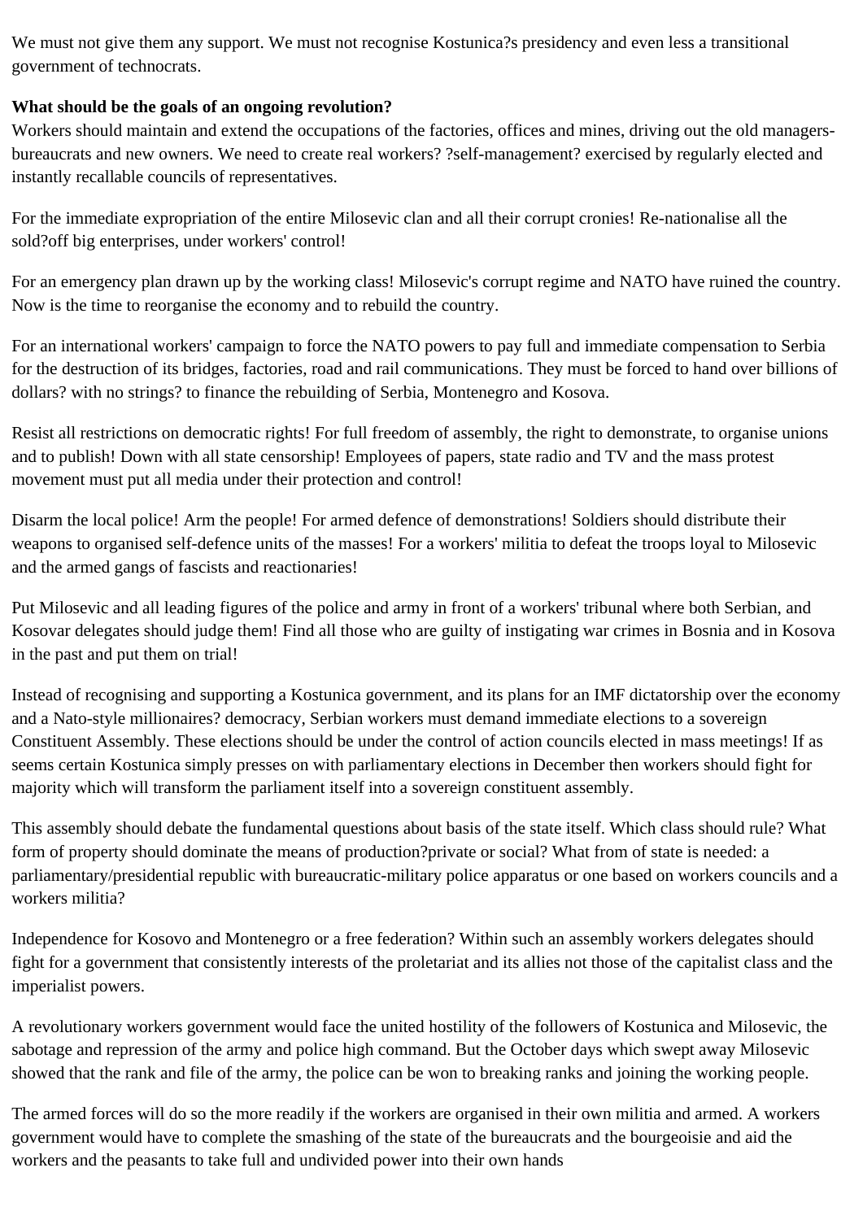We must not give them any support. We must not recognise Kostunica?s presidency and even less a transitional government of technocrats.

**What should be the goals of an ongoing revolution?**

Workers should maintain and extend the occupations of the factories, offices and mines, driving out the old managers-bureaucrats and new owners. We need to create real workers? ?self-management? exercised by regularly elected and instantly recallable councils of representatives.

For the immediate expropriation of the entire Milosevic clan and all their corrupt cronies! Re-nationalise all the sold?off big enterprises, under workers' control!

For an emergency plan drawn up by the working class! Milosevic's corrupt regime and NATO have ruined the country. Now is the time to reorganise the economy and to rebuild the country.

For an international workers' campaign to force the NATO powers to pay full and immediate compensation to Serbia for the destruction of its bridges, factories, road and rail communications. They must be forced to hand over billions of dollars? with no strings? to finance the rebuilding of Serbia, Montenegro and Kosova.

Resist all restrictions on democratic rights! For full freedom of assembly, the right to demonstrate, to organise unions and to publish! Down with all state censorship! Employees of papers, state radio and TV and the mass protest movement must put all media under their protection and control!

Disarm the local police! Arm the people! For armed defence of demonstrations! Soldiers should distribute their weapons to organised self-defence units of the masses! For a workers' militia to defeat the troops loyal to Milosevic and the armed gangs of fascists and reactionaries!

Put Milosevic and all leading figures of the police and army in front of a workers' tribunal where both Serbian, and Kosovar delegates should judge them! Find all those who are guilty of instigating war crimes in Bosnia and in Kosova in the past and put them on trial!

Instead of recognising and supporting a Kostunica government, and its plans for an IMF dictatorship over the economy and a Nato-style millionaires? democracy, Serbian workers must demand immediate elections to a sovereign Constituent Assembly. These elections should be under the control of action councils elected in mass meetings! If as seems certain Kostunica simply presses on with parliamentary elections in December then workers should fight for majority which will transform the parliament itself into a sovereign constituent assembly.

This assembly should debate the fundamental questions about basis of the state itself. Which class should rule? What form of property should dominate the means of production?private or social? What from of state is needed: a parliamentary/presidential republic with bureaucratic-military police apparatus or one based on workers councils and a workers militia?

Independence for Kosovo and Montenegro or a free federation? Within such an assembly workers delegates should fight for a government that consistently interests of the proletariat and its allies not those of the capitalist class and the imperialist powers.

A revolutionary workers government would face the united hostility of the followers of Kostunica and Milosevic, the sabotage and repression of the army and police high command. But the October days which swept away Milosevic showed that the rank and file of the army, the police can be won to breaking ranks and joining the working people.

The armed forces will do so the more readily if the workers are organised in their own militia and armed. A workers government would have to complete the smashing of the state of the bureaucrats and the bourgeoisie and aid the workers and the peasants to take full and undivided power into their own hands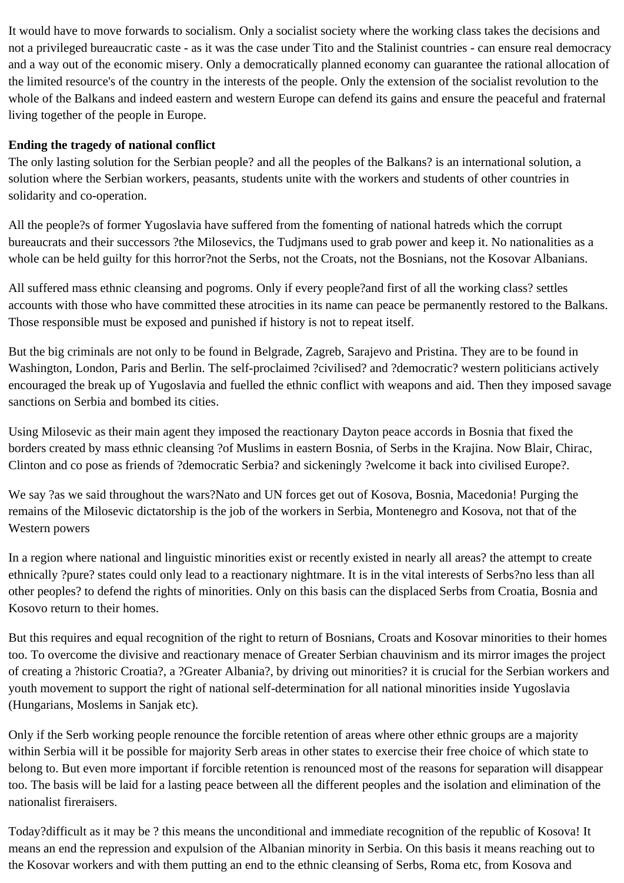It would have to move forwards to socialism. Only a socialist society where the working class takes the decisions and not a privileged bureaucratic caste - as it was the case under Tito and the Stalinist countries - can ensure real democracy and a way out of the economic misery. Only a democratically planned economy can guarantee the rational allocation of the limited resource's of the country in the interests of the people. Only the extension of the socialist revolution to the whole of the Balkans and indeed eastern and western Europe can defend its gains and ensure the peaceful and fraternal living together of the people in Europe.

**Ending the tragedy of national conflict**

The only lasting solution for the Serbian people? and all the peoples of the Balkans? is an international solution, a solution where the Serbian workers, peasants, students unite with the workers and students of other countries in solidarity and co-operation.

All the people?s of former Yugoslavia have suffered from the fomenting of national hatreds which the corrupt bureaucrats and their successors ?the Milosevics, the Tudjmans used to grab power and keep it. No nationalities as a whole can be held guilty for this horror?not the Serbs, not the Croats, not the Bosnians, not the Kosovar Albanians.

All suffered mass ethnic cleansing and pogroms. Only if every people?and first of all the working class? settles accounts with those who have committed these atrocities in its name can peace be permanently restored to the Balkans. Those responsible must be exposed and punished if history is not to repeat itself.

But the big criminals are not only to be found in Belgrade, Zagreb, Sarajevo and Pristina. They are to be found in Washington, London, Paris and Berlin. The self-proclaimed ?civilised? and ?democratic? western politicians actively encouraged the break up of Yugoslavia and fuelled the ethnic conflict with weapons and aid. Then they imposed savage sanctions on Serbia and bombed its cities.

Using Milosevic as their main agent they imposed the reactionary Dayton peace accords in Bosnia that fixed the borders created by mass ethnic cleansing ?of Muslims in eastern Bosnia, of Serbs in the Krajina. Now Blair, Chirac, Clinton and co pose as friends of ?democratic Serbia? and sickeningly ?welcome it back into civilised Europe?.

We say ?as we said throughout the wars?Nato and UN forces get out of Kosova, Bosnia, Macedonia! Purging the remains of the Milosevic dictatorship is the job of the workers in Serbia, Montenegro and Kosova, not that of the Western powers

In a region where national and linguistic minorities exist or recently existed in nearly all areas? the attempt to create ethnically ?pure? states could only lead to a reactionary nightmare. It is in the vital interests of Serbs?no less than all other peoples? to defend the rights of minorities. Only on this basis can the displaced Serbs from Croatia, Bosnia and Kosovo return to their homes.

But this requires and equal recognition of the right to return of Bosnians, Croats and Kosovar minorities to their homes too. To overcome the divisive and reactionary menace of Greater Serbian chauvinism and its mirror images the project of creating a ?historic Croatia?, a ?Greater Albania?, by driving out minorities? it is crucial for the Serbian workers and youth movement to support the right of national self-determination for all national minorities inside Yugoslavia (Hungarians, Moslems in Sanjak etc).

Only if the Serb working people renounce the forcible retention of areas where other ethnic groups are a majority within Serbia will it be possible for majority Serb areas in other states to exercise their free choice of which state to belong to. But even more important if forcible retention is renounced most of the reasons for separation will disappear too. The basis will be laid for a lasting peace between all the different peoples and the isolation and elimination of the nationalist fireraisers.

Today?difficult as it may be ? this means the unconditional and immediate recognition of the republic of Kosova! It means an end the repression and expulsion of the Albanian minority in Serbia. On this basis it means reaching out to the Kosovar workers and with them putting an end to the ethnic cleansing of Serbs, Roma etc, from Kosova and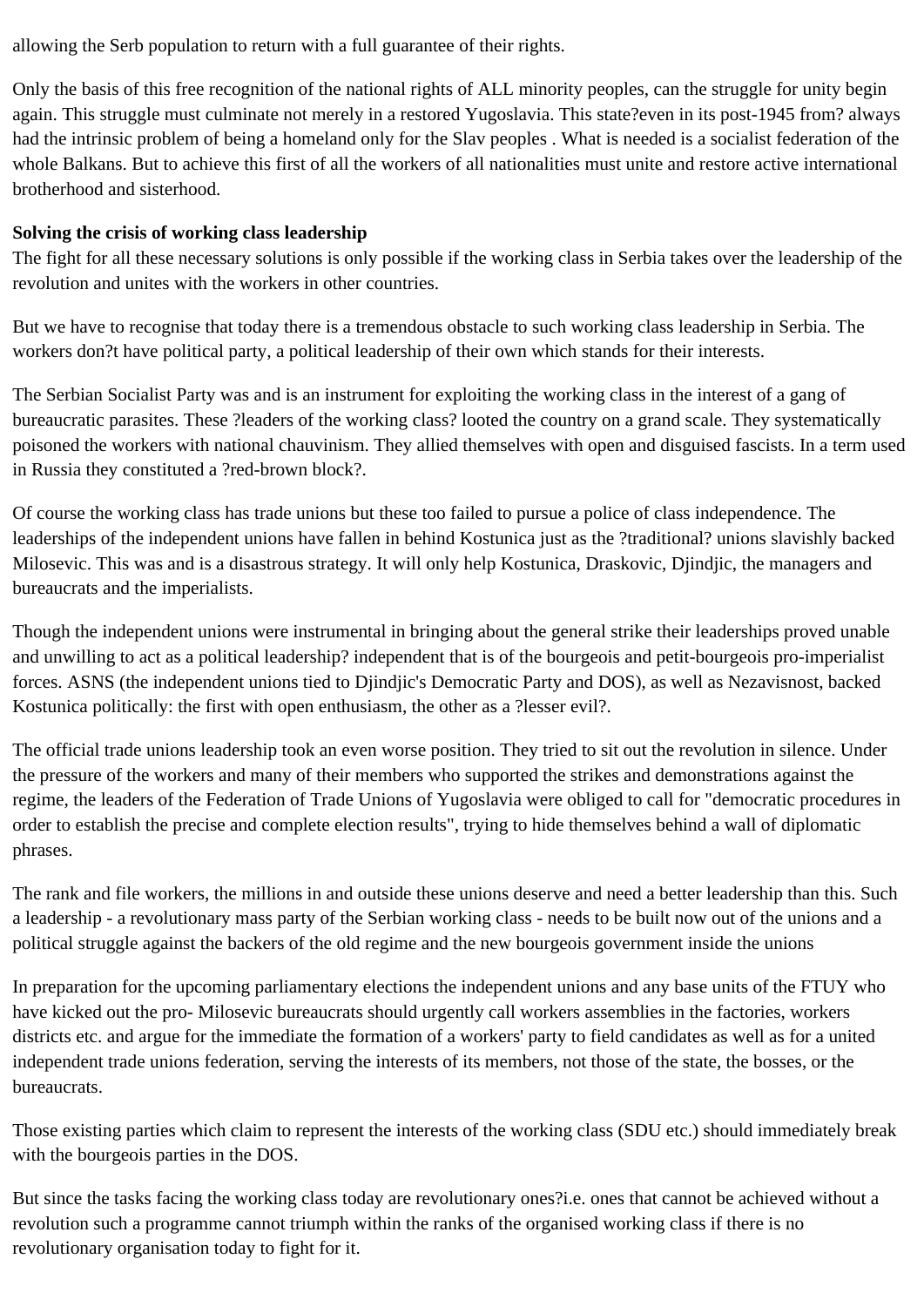allowing the Serb population to return with a full guarantee of their rights.

Only the basis of this free recognition of the national rights of ALL minority peoples, can the struggle for unity begin again. This struggle must culminate not merely in a restored Yugoslavia. This state?even in its post-1945 from? always had the intrinsic problem of being a homeland only for the Slav peoples . What is needed is a socialist federation of the whole Balkans. But to achieve this first of all the workers of all nationalities must unite and restore active international brotherhood and sisterhood.

**Solving the crisis of working class leadership**

The fight for all these necessary solutions is only possible if the working class in Serbia takes over the leadership of the revolution and unites with the workers in other countries.

But we have to recognise that today there is a tremendous obstacle to such working class leadership in Serbia. The workers don?t have political party, a political leadership of their own which stands for their interests.

The Serbian Socialist Party was and is an instrument for exploiting the working class in the interest of a gang of bureaucratic parasites. These ?leaders of the working class? looted the country on a grand scale. They systematically poisoned the workers with national chauvinism. They allied themselves with open and disguised fascists. In a term used in Russia they constituted a ?red-brown block?.

Of course the working class has trade unions but these too failed to pursue a police of class independence. The leaderships of the independent unions have fallen in behind Kostunica just as the ?traditional? unions slavishly backed Milosevic. This was and is a disastrous strategy. It will only help Kostunica, Draskovic, Djindjic, the managers and bureaucrats and the imperialists.

Though the independent unions were instrumental in bringing about the general strike their leaderships proved unable and unwilling to act as a political leadership? independent that is of the bourgeois and petit-bourgeois pro-imperialist forces. ASNS (the independent unions tied to Djindjic's Democratic Party and DOS), as well as Nezavisnost, backed Kostunica politically: the first with open enthusiasm, the other as a ?lesser evil?.

The official trade unions leadership took an even worse position. They tried to sit out the revolution in silence. Under the pressure of the workers and many of their members who supported the strikes and demonstrations against the regime, the leaders of the Federation of Trade Unions of Yugoslavia were obliged to call for "democratic procedures in order to establish the precise and complete election results", trying to hide themselves behind a wall of diplomatic phrases.

The rank and file workers, the millions in and outside these unions deserve and need a better leadership than this. Such a leadership - a revolutionary mass party of the Serbian working class - needs to be built now out of the unions and a political struggle against the backers of the old regime and the new bourgeois government inside the unions

In preparation for the upcoming parliamentary elections the independent unions and any base units of the FTUY who have kicked out the pro- Milosevic bureaucrats should urgently call workers assemblies in the factories, workers districts etc. and argue for the immediate the formation of a workers' party to field candidates as well as for a united independent trade unions federation, serving the interests of its members, not those of the state, the bosses, or the bureaucrats.

Those existing parties which claim to represent the interests of the working class (SDU etc.) should immediately break with the bourgeois parties in the DOS.

But since the tasks facing the working class today are revolutionary ones?i.e. ones that cannot be achieved without a revolution such a programme cannot triumph within the ranks of the organised working class if there is no revolutionary organisation today to fight for it.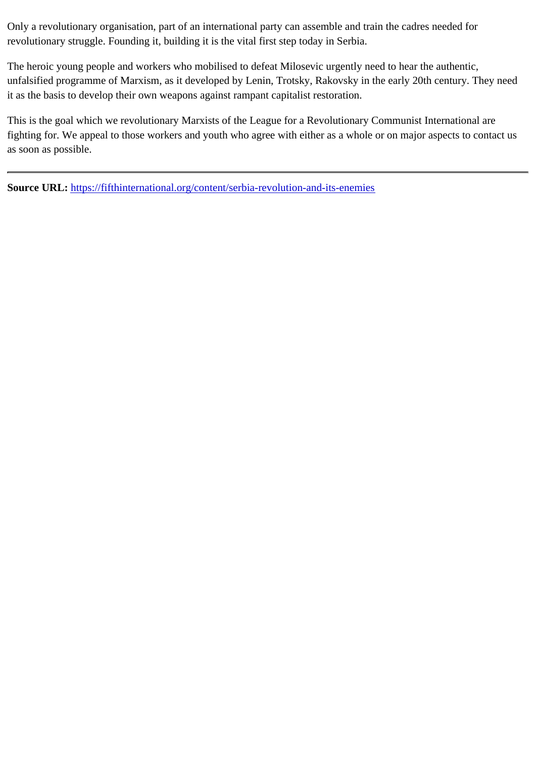Only a revolutionary organisation, part of an international party can assemble and train the cadres needed for revolutionary struggle. Founding it, building it is the vital first step today in Serbia.

The heroic young people and workers who mobilised to defeat Milosevic urgently need to hear the authentic, unfalsified programme of Marxism, as it developed by Lenin, Trotsky, Rakovsky in the early 20th century. They need it as the basis to develop their own weapons against rampant capitalist restoration.

This is the goal which we revolutionary Marxists of the League for a Revolutionary Communist International are fighting for. We appeal to those workers and youth who agree with either as a whole or on major aspects to contact us as soon as possible.

---

**Source URL:** https://fifthinternational.org/content/serbia-revolution-and-its-enemies